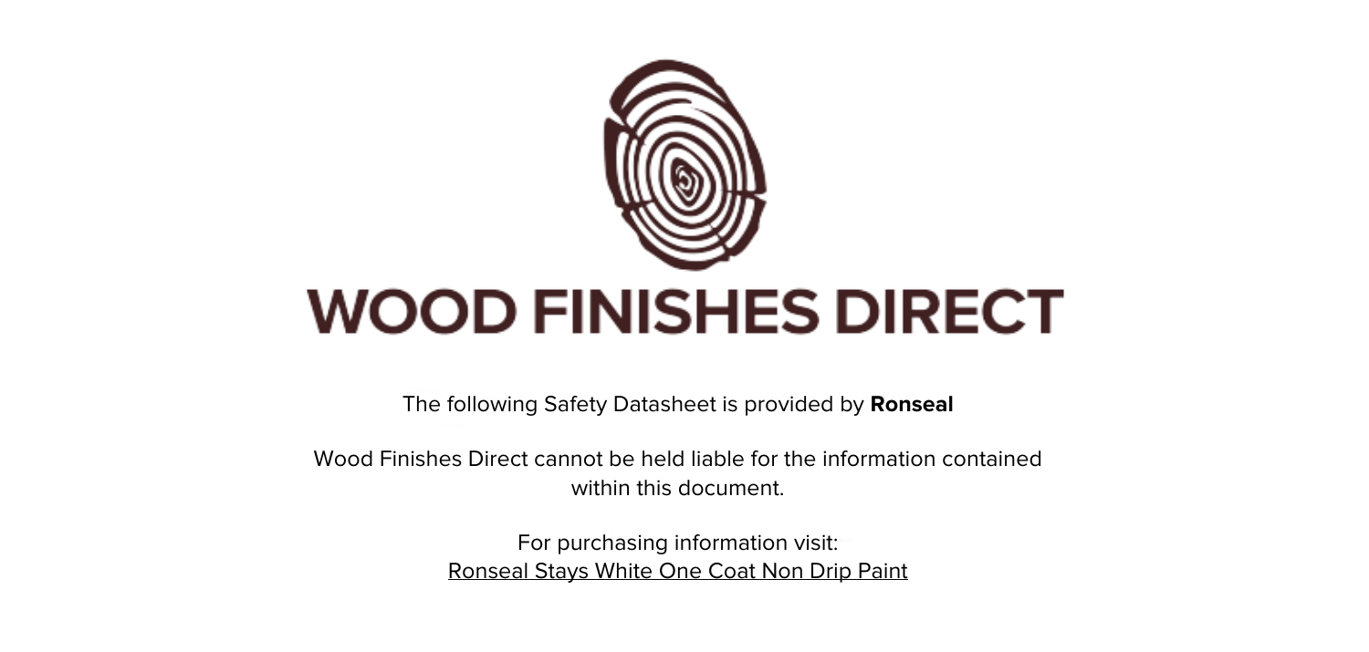# WOOD FINISHES DIRECT

The following Safety Datasheet is provided by **Ronseal**

Wood Finishes Direct cannot be held liable for the information contained within this document.

For purchasing information visit:
Ronseal Stays White One Coat Non Drip Paint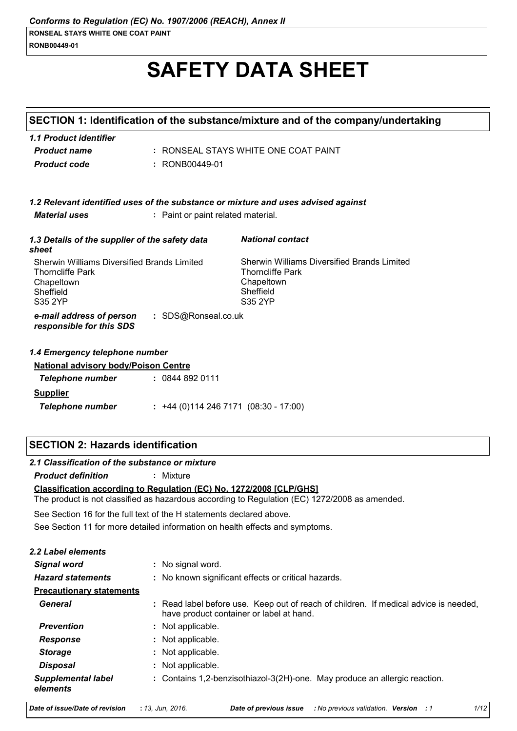# SAFETY DATA SHEET

## SECTION 1: Identification of the substance/mixture and of the company/undertaking

### 1.1 Product identifier

| | |
|---|---|
| ***Product name*** | : RONSEAL STAYS WHITE ONE COAT PAINT |
| ***Product code*** | : RONB00449-01 |

### 1.2 Relevant identified uses of the substance or mixture and uses advised against

| | |
|---|---|
| ***Material uses*** | : Paint or paint related material. |

### 1.3 Details of the supplier of the safety data sheet

Sherwin Williams Diversified Brands Limited
Thorncliffe Park
Chapeltown
Sheffield
S35 2YP

***National contact***

Sherwin Williams Diversified Brands Limited
Thorncliffe Park
Chapeltown
Sheffield
S35 2YP

| | |
|---|---|
| ***e-mail address of person responsible for this SDS*** | : SDS@Ronseal.co.uk |

### 1.4 Emergency telephone number

**National advisory body/Poison Centre**

| | |
|---|---|
| ***Telephone number*** | : 0844 892 0111 |

**Supplier**

| | |
|---|---|
| ***Telephone number*** | : +44 (0)114 246 7171 (08:30 - 17:00) |

## SECTION 2: Hazards identification

### 2.1 Classification of the substance or mixture

| | |
|---|---|
| ***Product definition*** | : Mixture |

**Classification according to Regulation (EC) No. 1272/2008 [CLP/GHS]**

The product is not classified as hazardous according to Regulation (EC) 1272/2008 as amended.

See Section 16 for the full text of the H statements declared above.

See Section 11 for more detailed information on health effects and symptoms.

### 2.2 Label elements

| | |
|---|---|
| ***Signal word*** | : No signal word. |
| ***Hazard statements*** | : No known significant effects or critical hazards. |
| **Precautionary statements** | |
| ***General*** | : Read label before use. Keep out of reach of children. If medical advice is needed, have product container or label at hand. |
| ***Prevention*** | : Not applicable. |
| ***Response*** | : Not applicable. |
| ***Storage*** | : Not applicable. |
| ***Disposal*** | : Not applicable. |
| ***Supplemental label elements*** | : Contains 1,2-benzisothiazol-3(2H)-one. May produce an allergic reaction. |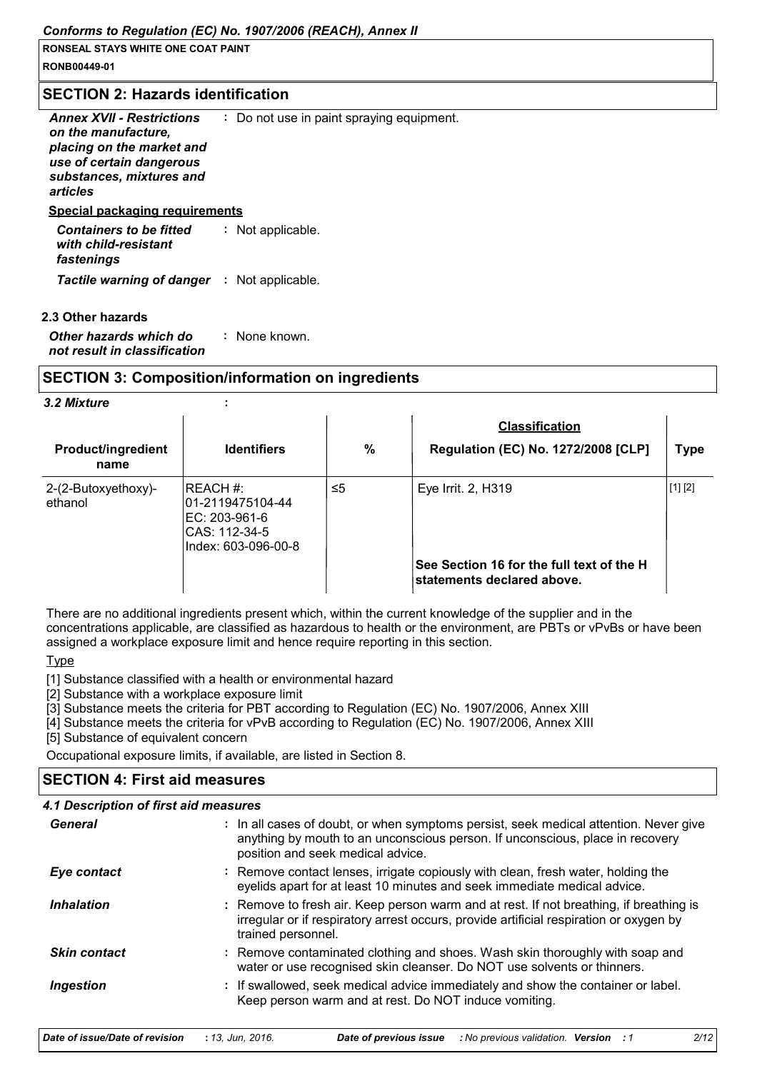## SECTION 2: Hazards identification

| | |
|---|---|
| ***Annex XVII - Restrictions on the manufacture, placing on the market and use of certain dangerous substances, mixtures and articles*** | : Do not use in paint spraying equipment. |

**Special packaging requirements**

| | |
|---|---|
| ***Containers to be fitted with child-resistant fastenings*** | : Not applicable. |
| ***Tactile warning of danger*** | : Not applicable. |

### 2.3 Other hazards

| | |
|---|---|
| ***Other hazards which do not result in classification*** | : None known. |

## SECTION 3: Composition/information on ingredients

***3.2 Mixture*** :

| Product/ingredient name | Identifiers | % | Classification<br>Regulation (EC) No. 1272/2008 [CLP] | Type |
|---|---|---|---|---|
| 2-(2-Butoxyethoxy)-ethanol | REACH #: 01-2119475104-44<br>EC: 203-961-6<br>CAS: 112-34-5<br>Index: 603-096-00-8 | ≤5 | Eye Irrit. 2, H319 | [1] [2] |
| | | | **See Section 16 for the full text of the H statements declared above.** | |

There are no additional ingredients present which, within the current knowledge of the supplier and in the concentrations applicable, are classified as hazardous to health or the environment, are PBTs or vPvBs or have been assigned a workplace exposure limit and hence require reporting in this section.

Type

[1] Substance classified with a health or environmental hazard
[2] Substance with a workplace exposure limit
[3] Substance meets the criteria for PBT according to Regulation (EC) No. 1907/2006, Annex XIII
[4] Substance meets the criteria for vPvB according to Regulation (EC) No. 1907/2006, Annex XIII
[5] Substance of equivalent concern

Occupational exposure limits, if available, are listed in Section 8.

## SECTION 4: First aid measures

### 4.1 Description of first aid measures

| | |
|---|---|
| ***General*** | : In all cases of doubt, or when symptoms persist, seek medical attention. Never give anything by mouth to an unconscious person. If unconscious, place in recovery position and seek medical advice. |
| ***Eye contact*** | : Remove contact lenses, irrigate copiously with clean, fresh water, holding the eyelids apart for at least 10 minutes and seek immediate medical advice. |
| ***Inhalation*** | : Remove to fresh air. Keep person warm and at rest. If not breathing, if breathing is irregular or if respiratory arrest occurs, provide artificial respiration or oxygen by trained personnel. |
| ***Skin contact*** | : Remove contaminated clothing and shoes. Wash skin thoroughly with soap and water or use recognised skin cleanser. Do NOT use solvents or thinners. |
| ***Ingestion*** | : If swallowed, seek medical advice immediately and show the container or label. Keep person warm and at rest. Do NOT induce vomiting. |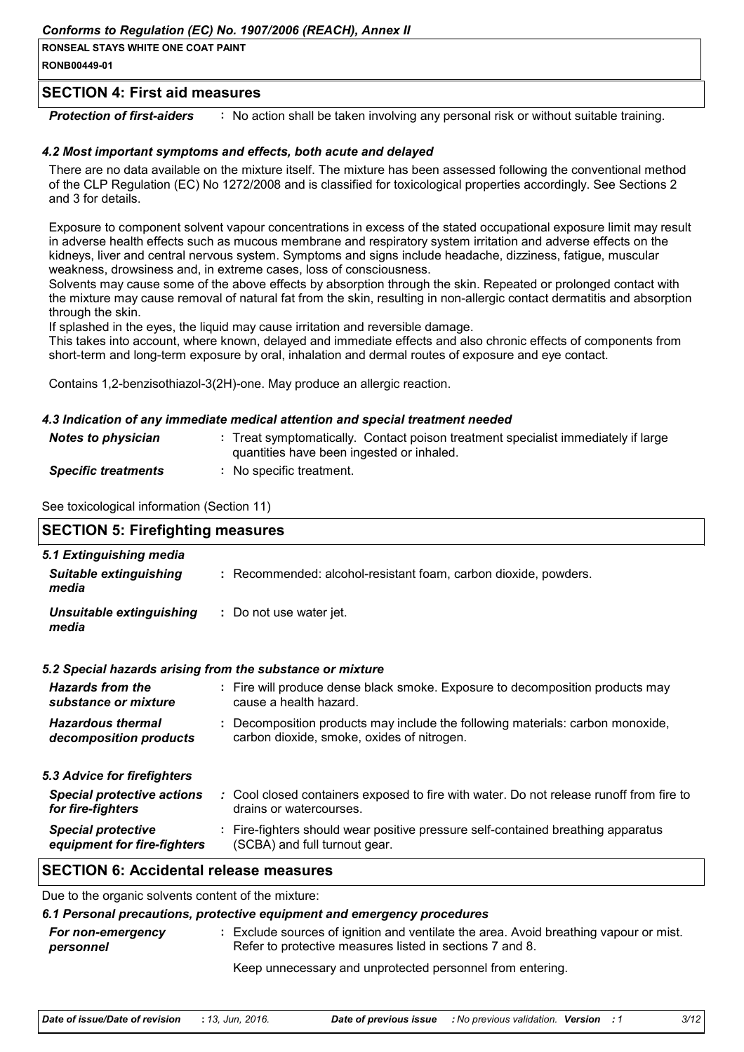## SECTION 4: First aid measures

| | |
|---|---|
| ***Protection of first-aiders*** | : No action shall be taken involving any personal risk or without suitable training. |

### *4.2 Most important symptoms and effects, both acute and delayed*

There are no data available on the mixture itself. The mixture has been assessed following the conventional method of the CLP Regulation (EC) No 1272/2008 and is classified for toxicological properties accordingly. See Sections 2 and 3 for details.

Exposure to component solvent vapour concentrations in excess of the stated occupational exposure limit may result in adverse health effects such as mucous membrane and respiratory system irritation and adverse effects on the kidneys, liver and central nervous system. Symptoms and signs include headache, dizziness, fatigue, muscular weakness, drowsiness and, in extreme cases, loss of consciousness.
Solvents may cause some of the above effects by absorption through the skin. Repeated or prolonged contact with the mixture may cause removal of natural fat from the skin, resulting in non-allergic contact dermatitis and absorption through the skin.
If splashed in the eyes, the liquid may cause irritation and reversible damage.
This takes into account, where known, delayed and immediate effects and also chronic effects of components from short-term and long-term exposure by oral, inhalation and dermal routes of exposure and eye contact.

Contains 1,2-benzisothiazol-3(2H)-one. May produce an allergic reaction.

### *4.3 Indication of any immediate medical attention and special treatment needed*

| | |
|---|---|
| ***Notes to physician*** | : Treat symptomatically. Contact poison treatment specialist immediately if large quantities have been ingested or inhaled. |
| ***Specific treatments*** | : No specific treatment. |

See toxicological information (Section 11)

## SECTION 5: Firefighting measures

### *5.1 Extinguishing media*

| | |
|---|---|
| ***Suitable extinguishing media*** | : Recommended: alcohol-resistant foam, carbon dioxide, powders. |
| ***Unsuitable extinguishing media*** | : Do not use water jet. |

### *5.2 Special hazards arising from the substance or mixture*

| | |
|---|---|
| ***Hazards from the substance or mixture*** | : Fire will produce dense black smoke. Exposure to decomposition products may cause a health hazard. |
| ***Hazardous thermal decomposition products*** | : Decomposition products may include the following materials: carbon monoxide, carbon dioxide, smoke, oxides of nitrogen. |

### *5.3 Advice for firefighters*

| | |
|---|---|
| ***Special protective actions for fire-fighters*** | : Cool closed containers exposed to fire with water. Do not release runoff from fire to drains or watercourses. |
| ***Special protective equipment for fire-fighters*** | : Fire-fighters should wear positive pressure self-contained breathing apparatus (SCBA) and full turnout gear. |

## SECTION 6: Accidental release measures

Due to the organic solvents content of the mixture:

### *6.1 Personal precautions, protective equipment and emergency procedures*

| | |
|---|---|
| ***For non-emergency personnel*** | : Exclude sources of ignition and ventilate the area. Avoid breathing vapour or mist. Refer to protective measures listed in sections 7 and 8.<br><br>Keep unnecessary and unprotected personnel from entering. |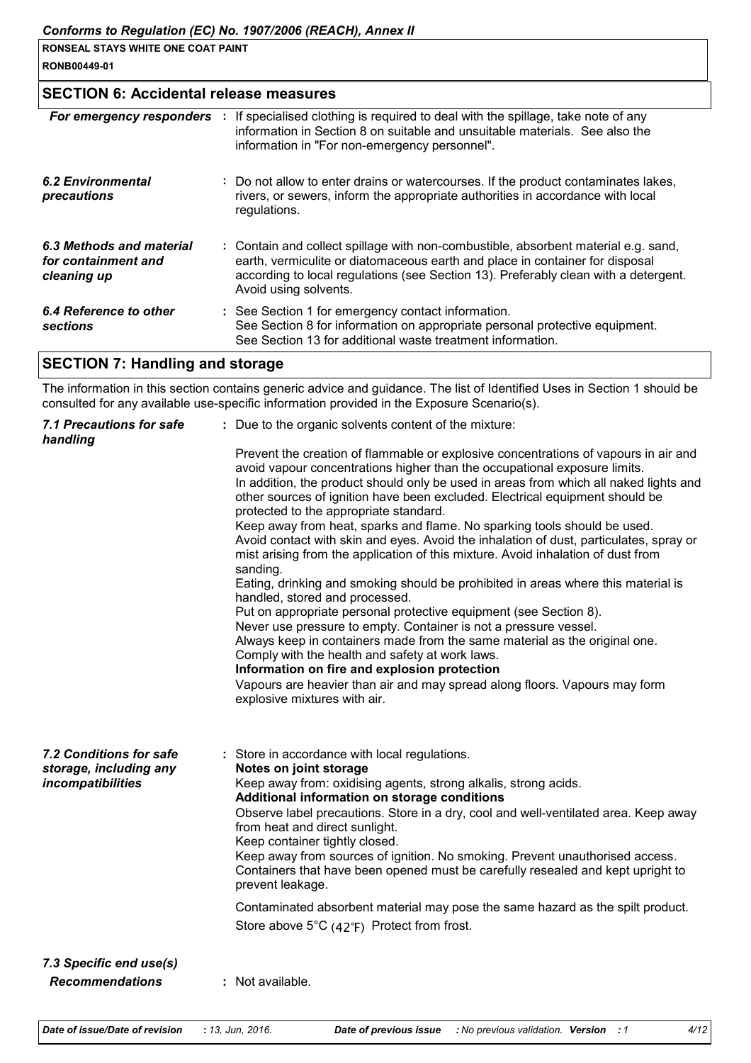## SECTION 6: Accidental release measures

| | | |
|---|---|---|
| ***For emergency responders*** | : | If specialised clothing is required to deal with the spillage, take note of any information in Section 8 on suitable and unsuitable materials. See also the information in "For non-emergency personnel". |
| ***6.2 Environmental precautions*** | : | Do not allow to enter drains or watercourses. If the product contaminates lakes, rivers, or sewers, inform the appropriate authorities in accordance with local regulations. |
| ***6.3 Methods and material for containment and cleaning up*** | : | Contain and collect spillage with non-combustible, absorbent material e.g. sand, earth, vermiculite or diatomaceous earth and place in container for disposal according to local regulations (see Section 13). Preferably clean with a detergent. Avoid using solvents. |
| ***6.4 Reference to other sections*** | : | See Section 1 for emergency contact information.<br>See Section 8 for information on appropriate personal protective equipment.<br>See Section 13 for additional waste treatment information. |

## SECTION 7: Handling and storage

The information in this section contains generic advice and guidance. The list of Identified Uses in Section 1 should be consulted for any available use-specific information provided in the Exposure Scenario(s).

***7.1 Precautions for safe handling*** : Due to the organic solvents content of the mixture:

Prevent the creation of flammable or explosive concentrations of vapours in air and avoid vapour concentrations higher than the occupational exposure limits.
In addition, the product should only be used in areas from which all naked lights and other sources of ignition have been excluded. Electrical equipment should be protected to the appropriate standard.
Keep away from heat, sparks and flame. No sparking tools should be used.
Avoid contact with skin and eyes. Avoid the inhalation of dust, particulates, spray or mist arising from the application of this mixture. Avoid inhalation of dust from sanding.
Eating, drinking and smoking should be prohibited in areas where this material is handled, stored and processed.
Put on appropriate personal protective equipment (see Section 8).
Never use pressure to empty. Container is not a pressure vessel.
Always keep in containers made from the same material as the original one.
Comply with the health and safety at work laws.

**Information on fire and explosion protection**

Vapours are heavier than air and may spread along floors. Vapours may form explosive mixtures with air.

***7.2 Conditions for safe storage, including any incompatibilities*** : Store in accordance with local regulations.

**Notes on joint storage**

Keep away from: oxidising agents, strong alkalis, strong acids.

**Additional information on storage conditions**

Observe label precautions. Store in a dry, cool and well-ventilated area. Keep away from heat and direct sunlight.
Keep container tightly closed.
Keep away from sources of ignition. No smoking. Prevent unauthorised access.
Containers that have been opened must be carefully resealed and kept upright to prevent leakage.

Contaminated absorbent material may pose the same hazard as the spilt product.

Store above 5°C (42°F) Protect from frost.

***7.3 Specific end use(s)***

***Recommendations*** : Not available.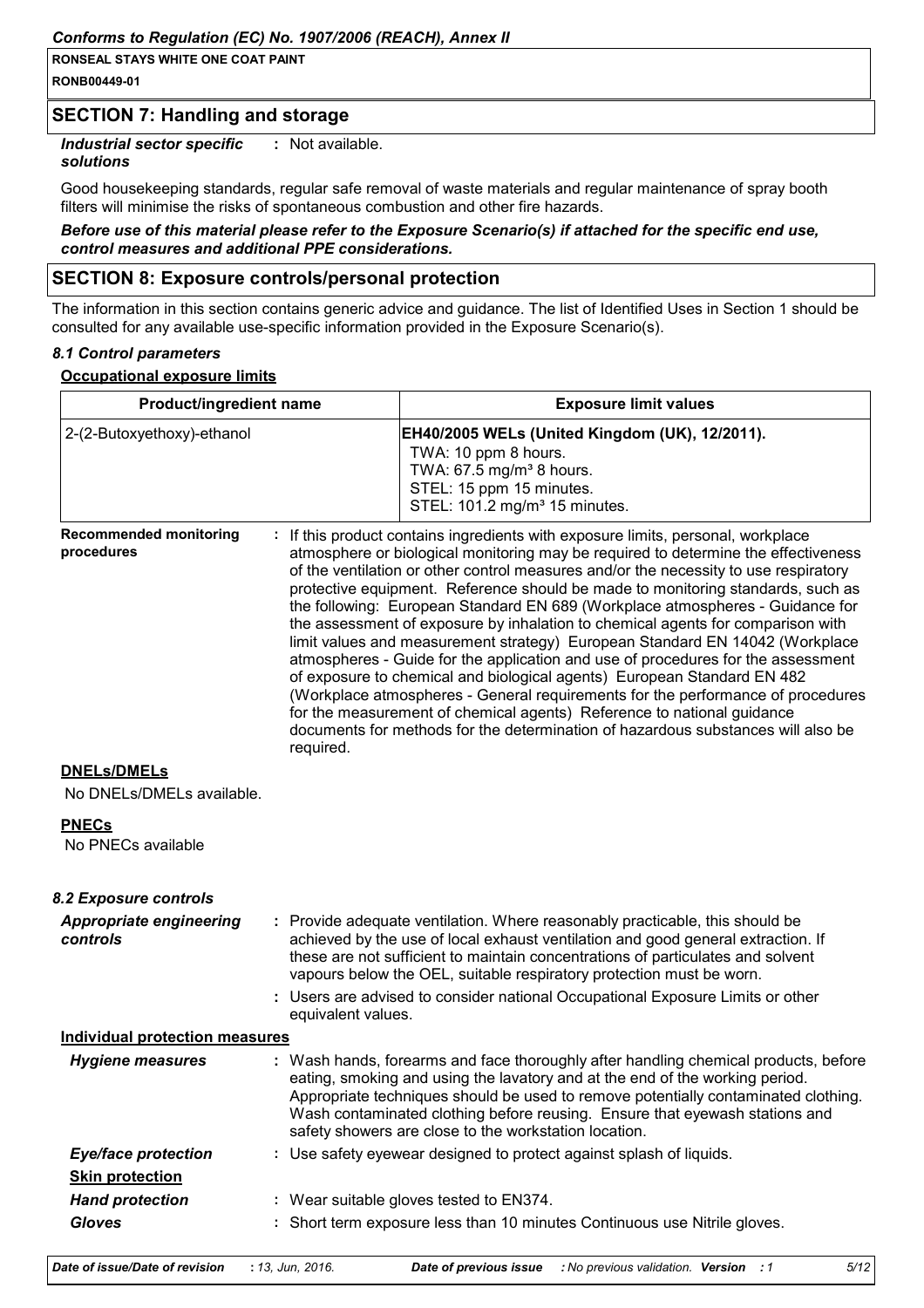## SECTION 7: Handling and storage

***Industrial sector specific solutions*** : Not available.

Good housekeeping standards, regular safe removal of waste materials and regular maintenance of spray booth filters will minimise the risks of spontaneous combustion and other fire hazards.

***Before use of this material please refer to the Exposure Scenario(s) if attached for the specific end use, control measures and additional PPE considerations.***

## SECTION 8: Exposure controls/personal protection

The information in this section contains generic advice and guidance. The list of Identified Uses in Section 1 should be consulted for any available use-specific information provided in the Exposure Scenario(s).

### *8.1 Control parameters*

**Occupational exposure limits**

| Product/ingredient name | Exposure limit values |
|---|---|
| 2-(2-Butoxyethoxy)-ethanol | **EH40/2005 WELs (United Kingdom (UK), 12/2011).**<br>TWA: 10 ppm 8 hours.<br>TWA: 67.5 mg/m³ 8 hours.<br>STEL: 15 ppm 15 minutes.<br>STEL: 101.2 mg/m³ 15 minutes. |

**Recommended monitoring procedures** : If this product contains ingredients with exposure limits, personal, workplace atmosphere or biological monitoring may be required to determine the effectiveness of the ventilation or other control measures and/or the necessity to use respiratory protective equipment. Reference should be made to monitoring standards, such as the following: European Standard EN 689 (Workplace atmospheres - Guidance for the assessment of exposure by inhalation to chemical agents for comparison with limit values and measurement strategy) European Standard EN 14042 (Workplace atmospheres - Guide for the application and use of procedures for the assessment of exposure to chemical and biological agents) European Standard EN 482 (Workplace atmospheres - General requirements for the performance of procedures for the measurement of chemical agents) Reference to national guidance documents for methods for the determination of hazardous substances will also be required.

**DNELs/DMELs**

No DNELs/DMELs available.

**PNECs**

No PNECs available

### *8.2 Exposure controls*

***Appropriate engineering controls*** : Provide adequate ventilation. Where reasonably practicable, this should be achieved by the use of local exhaust ventilation and good general extraction. If these are not sufficient to maintain concentrations of particulates and solvent vapours below the OEL, suitable respiratory protection must be worn.

: Users are advised to consider national Occupational Exposure Limits or other equivalent values.

**Individual protection measures**

***Hygiene measures*** : Wash hands, forearms and face thoroughly after handling chemical products, before eating, smoking and using the lavatory and at the end of the working period. Appropriate techniques should be used to remove potentially contaminated clothing. Wash contaminated clothing before reusing. Ensure that eyewash stations and safety showers are close to the workstation location.

***Eye/face protection*** : Use safety eyewear designed to protect against splash of liquids.

**Skin protection**

***Hand protection*** : Wear suitable gloves tested to EN374.

***Gloves*** : Short term exposure less than 10 minutes Continuous use Nitrile gloves.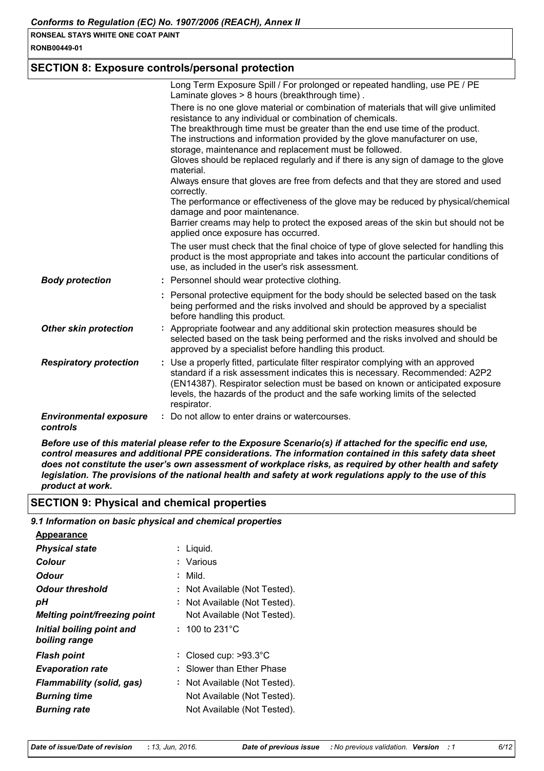## SECTION 8: Exposure controls/personal protection

| | |
|---|---|
| | Long Term Exposure Spill / For prolonged or repeated handling, use PE / PE Laminate gloves > 8 hours (breakthrough time) . |
| | There is no one glove material or combination of materials that will give unlimited resistance to any individual or combination of chemicals. The breakthrough time must be greater than the end use time of the product. The instructions and information provided by the glove manufacturer on use, storage, maintenance and replacement must be followed. Gloves should be replaced regularly and if there is any sign of damage to the glove material. Always ensure that gloves are free from defects and that they are stored and used correctly. The performance or effectiveness of the glove may be reduced by physical/chemical damage and poor maintenance. Barrier creams may help to protect the exposed areas of the skin but should not be applied once exposure has occurred. |
| | The user must check that the final choice of type of glove selected for handling this product is the most appropriate and takes into account the particular conditions of use, as included in the user's risk assessment. |
| ***Body protection*** | : Personnel should wear protective clothing. |
| | : Personal protective equipment for the body should be selected based on the task being performed and the risks involved and should be approved by a specialist before handling this product. |
| ***Other skin protection*** | : Appropriate footwear and any additional skin protection measures should be selected based on the task being performed and the risks involved and should be approved by a specialist before handling this product. |
| ***Respiratory protection*** | : Use a properly fitted, particulate filter respirator complying with an approved standard if a risk assessment indicates this is necessary. Recommended: A2P2 (EN14387). Respirator selection must be based on known or anticipated exposure levels, the hazards of the product and the safe working limits of the selected respirator. |
| ***Environmental exposure controls*** | : Do not allow to enter drains or watercourses. |

***Before use of this material please refer to the Exposure Scenario(s) if attached for the specific end use, control measures and additional PPE considerations. The information contained in this safety data sheet does not constitute the user's own assessment of workplace risks, as required by other health and safety legislation. The provisions of the national health and safety at work regulations apply to the use of this product at work.***

## SECTION 9: Physical and chemical properties

### *9.1 Information on basic physical and chemical properties*

**Appearance**

| | |
|---|---|
| ***Physical state*** | : Liquid. |
| ***Colour*** | : Various |
| ***Odour*** | : Mild. |
| ***Odour threshold*** | : Not Available (Not Tested). |
| ***pH*** | : Not Available (Not Tested). |
| ***Melting point/freezing point*** | Not Available (Not Tested). |
| ***Initial boiling point and boiling range*** | : 100 to 231°C |
| ***Flash point*** | : Closed cup: >93.3°C |
| ***Evaporation rate*** | : Slower than Ether Phase |
| ***Flammability (solid, gas)*** | : Not Available (Not Tested). |
| ***Burning time*** | Not Available (Not Tested). |
| ***Burning rate*** | Not Available (Not Tested). |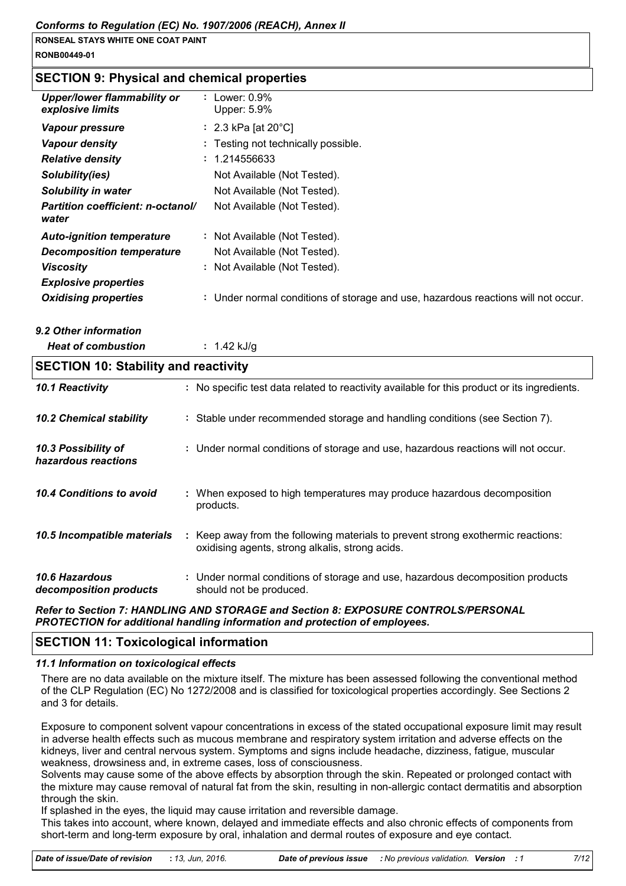## SECTION 9: Physical and chemical properties

| | |
|---|---|
| ***Upper/lower flammability or explosive limits*** | : Lower: 0.9%<br>Upper: 5.9% |
| ***Vapour pressure*** | : 2.3 kPa [at 20°C] |
| ***Vapour density*** | : Testing not technically possible. |
| ***Relative density*** | : 1.214556633 |
| ***Solubility(ies)*** | Not Available (Not Tested). |
| ***Solubility in water*** | Not Available (Not Tested). |
| ***Partition coefficient: n-octanol/ water*** | Not Available (Not Tested). |
| ***Auto-ignition temperature*** | : Not Available (Not Tested). |
| ***Decomposition temperature*** | Not Available (Not Tested). |
| ***Viscosity*** | : Not Available (Not Tested). |
| ***Explosive properties*** | |
| ***Oxidising properties*** | : Under normal conditions of storage and use, hazardous reactions will not occur. |

### *9.2 Other information*

| | |
|---|---|
| ***Heat of combustion*** | : 1.42 kJ/g |

## SECTION 10: Stability and reactivity

| | |
|---|---|
| ***10.1 Reactivity*** | : No specific test data related to reactivity available for this product or its ingredients. |
| ***10.2 Chemical stability*** | : Stable under recommended storage and handling conditions (see Section 7). |
| ***10.3 Possibility of hazardous reactions*** | : Under normal conditions of storage and use, hazardous reactions will not occur. |
| ***10.4 Conditions to avoid*** | : When exposed to high temperatures may produce hazardous decomposition products. |
| ***10.5 Incompatible materials*** | : Keep away from the following materials to prevent strong exothermic reactions: oxidising agents, strong alkalis, strong acids. |
| ***10.6 Hazardous decomposition products*** | : Under normal conditions of storage and use, hazardous decomposition products should not be produced. |

***Refer to Section 7: HANDLING AND STORAGE and Section 8: EXPOSURE CONTROLS/PERSONAL PROTECTION for additional handling information and protection of employees.***

## SECTION 11: Toxicological information

### *11.1 Information on toxicological effects*

There are no data available on the mixture itself. The mixture has been assessed following the conventional method of the CLP Regulation (EC) No 1272/2008 and is classified for toxicological properties accordingly. See Sections 2 and 3 for details.

Exposure to component solvent vapour concentrations in excess of the stated occupational exposure limit may result in adverse health effects such as mucous membrane and respiratory system irritation and adverse effects on the kidneys, liver and central nervous system. Symptoms and signs include headache, dizziness, fatigue, muscular weakness, drowsiness and, in extreme cases, loss of consciousness.

Solvents may cause some of the above effects by absorption through the skin. Repeated or prolonged contact with the mixture may cause removal of natural fat from the skin, resulting in non-allergic contact dermatitis and absorption through the skin.

If splashed in the eyes, the liquid may cause irritation and reversible damage.

This takes into account, where known, delayed and immediate effects and also chronic effects of components from short-term and long-term exposure by oral, inhalation and dermal routes of exposure and eye contact.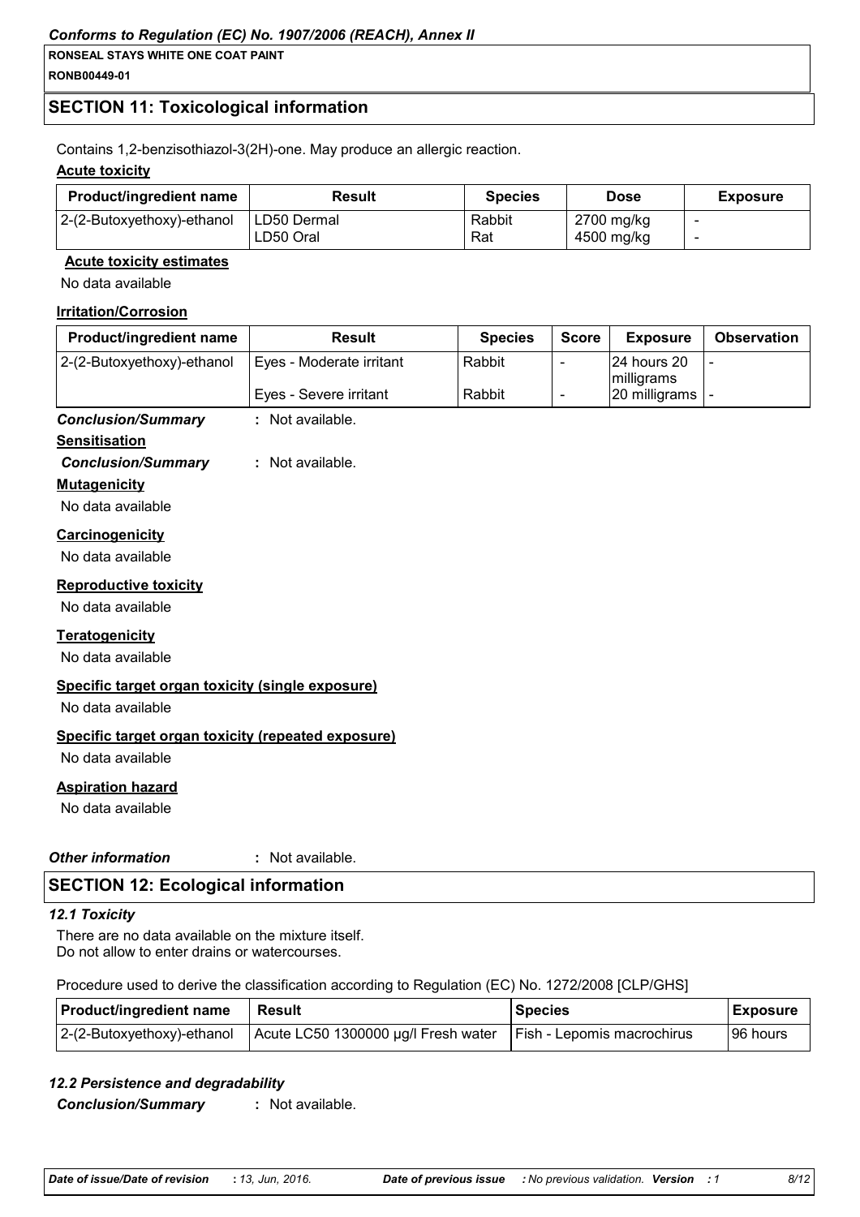## SECTION 11: Toxicological information

Contains 1,2-benzisothiazol-3(2H)-one. May produce an allergic reaction.

**Acute toxicity**

| Product/ingredient name | Result | Species | Dose | Exposure |
|---|---|---|---|---|
| 2-(2-Butoxyethoxy)-ethanol | LD50 Dermal | Rabbit | 2700 mg/kg | - |
| | LD50 Oral | Rat | 4500 mg/kg | - |

**Acute toxicity estimates**

No data available

**Irritation/Corrosion**

| Product/ingredient name | Result | Species | Score | Exposure | Observation |
|---|---|---|---|---|---|
| 2-(2-Butoxyethoxy)-ethanol | Eyes - Moderate irritant | Rabbit | - | 24 hours 20 milligrams | - |
| | Eyes - Severe irritant | Rabbit | - | 20 milligrams | - |

***Conclusion/Summary*** : Not available.

**Sensitisation**

***Conclusion/Summary*** : Not available.

**Mutagenicity**

No data available

**Carcinogenicity**

No data available

**Reproductive toxicity**

No data available

**Teratogenicity**

No data available

**Specific target organ toxicity (single exposure)**

No data available

**Specific target organ toxicity (repeated exposure)**

No data available

**Aspiration hazard**

No data available

***Other information*** : Not available.

## SECTION 12: Ecological information

***12.1 Toxicity***

There are no data available on the mixture itself.
Do not allow to enter drains or watercourses.

Procedure used to derive the classification according to Regulation (EC) No. 1272/2008 [CLP/GHS]

| Product/ingredient name | Result | Species | Exposure |
|---|---|---|---|
| 2-(2-Butoxyethoxy)-ethanol | Acute LC50 1300000 µg/l Fresh water | Fish - Lepomis macrochirus | 96 hours |

***12.2 Persistence and degradability***

***Conclusion/Summary*** : Not available.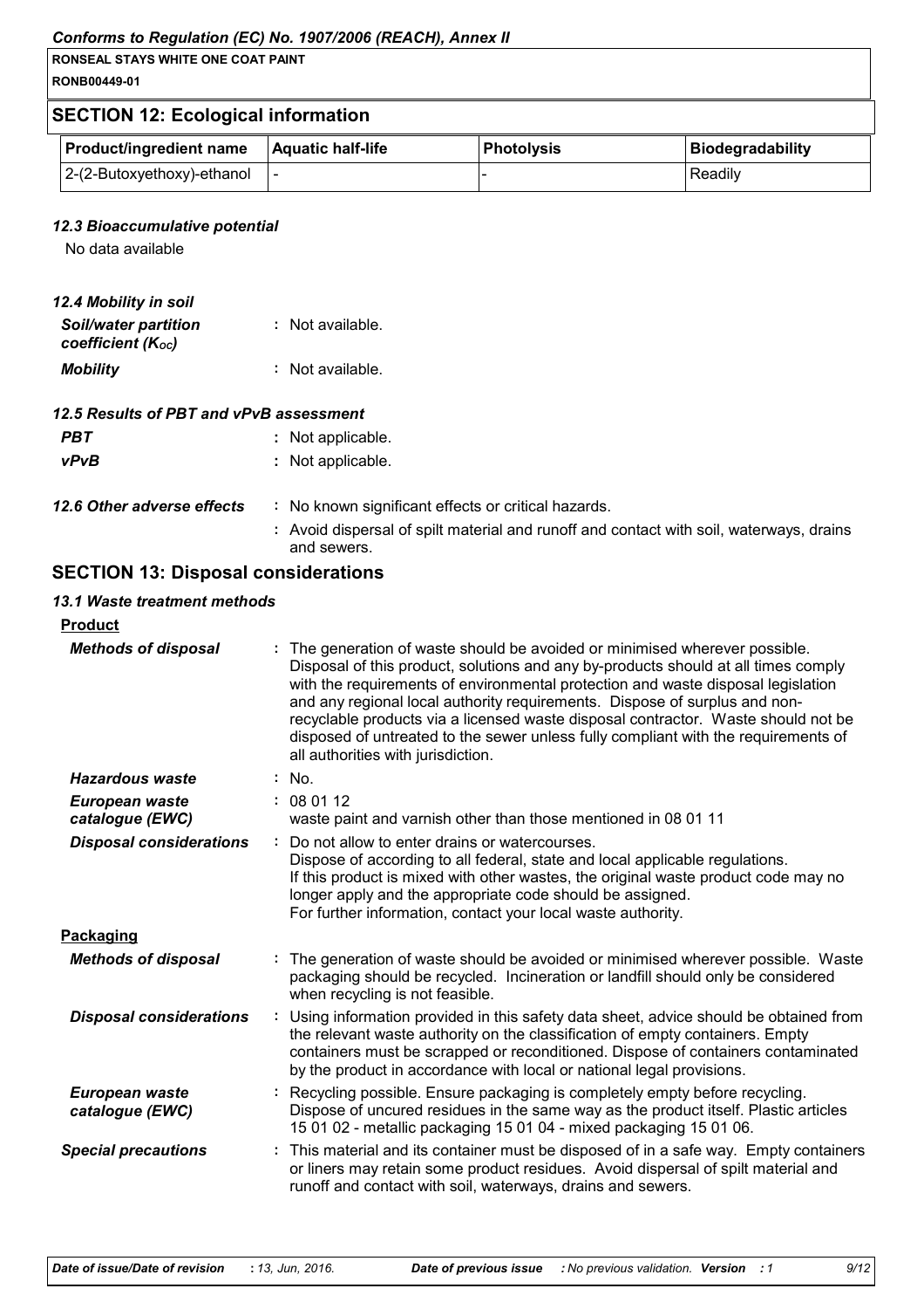## SECTION 12: Ecological information

| Product/ingredient name | Aquatic half-life | Photolysis | Biodegradability |
|---|---|---|---|
| 2-(2-Butoxyethoxy)-ethanol | - | - | Readily |

### *12.3 Bioaccumulative potential*

No data available

### *12.4 Mobility in soil*

***Soil/water partition coefficient ($K_{OC}$)*** : Not available.

***Mobility*** : Not available.

### *12.5 Results of PBT and vPvB assessment*

***PBT*** : Not applicable.

***vPvB*** : Not applicable.

***12.6 Other adverse effects*** : No known significant effects or critical hazards.

: Avoid dispersal of spilt material and runoff and contact with soil, waterways, drains and sewers.

## SECTION 13: Disposal considerations

### *13.1 Waste treatment methods*

**Product**

***Methods of disposal*** : The generation of waste should be avoided or minimised wherever possible. Disposal of this product, solutions and any by-products should at all times comply with the requirements of environmental protection and waste disposal legislation and any regional local authority requirements. Dispose of surplus and non-recyclable products via a licensed waste disposal contractor. Waste should not be disposed of untreated to the sewer unless fully compliant with the requirements of all authorities with jurisdiction.

***Hazardous waste*** : No.

***European waste catalogue (EWC)*** : 08 01 12
waste paint and varnish other than those mentioned in 08 01 11

***Disposal considerations*** : Do not allow to enter drains or watercourses.
Dispose of according to all federal, state and local applicable regulations.
If this product is mixed with other wastes, the original waste product code may no longer apply and the appropriate code should be assigned.
For further information, contact your local waste authority.

**Packaging**

***Methods of disposal*** : The generation of waste should be avoided or minimised wherever possible. Waste packaging should be recycled. Incineration or landfill should only be considered when recycling is not feasible.

***Disposal considerations*** : Using information provided in this safety data sheet, advice should be obtained from the relevant waste authority on the classification of empty containers. Empty containers must be scrapped or reconditioned. Dispose of containers contaminated by the product in accordance with local or national legal provisions.

***European waste catalogue (EWC)*** : Recycling possible. Ensure packaging is completely empty before recycling. Dispose of uncured residues in the same way as the product itself. Plastic articles 15 01 02 - metallic packaging 15 01 04 - mixed packaging 15 01 06.

***Special precautions*** : This material and its container must be disposed of in a safe way. Empty containers or liners may retain some product residues. Avoid dispersal of spilt material and runoff and contact with soil, waterways, drains and sewers.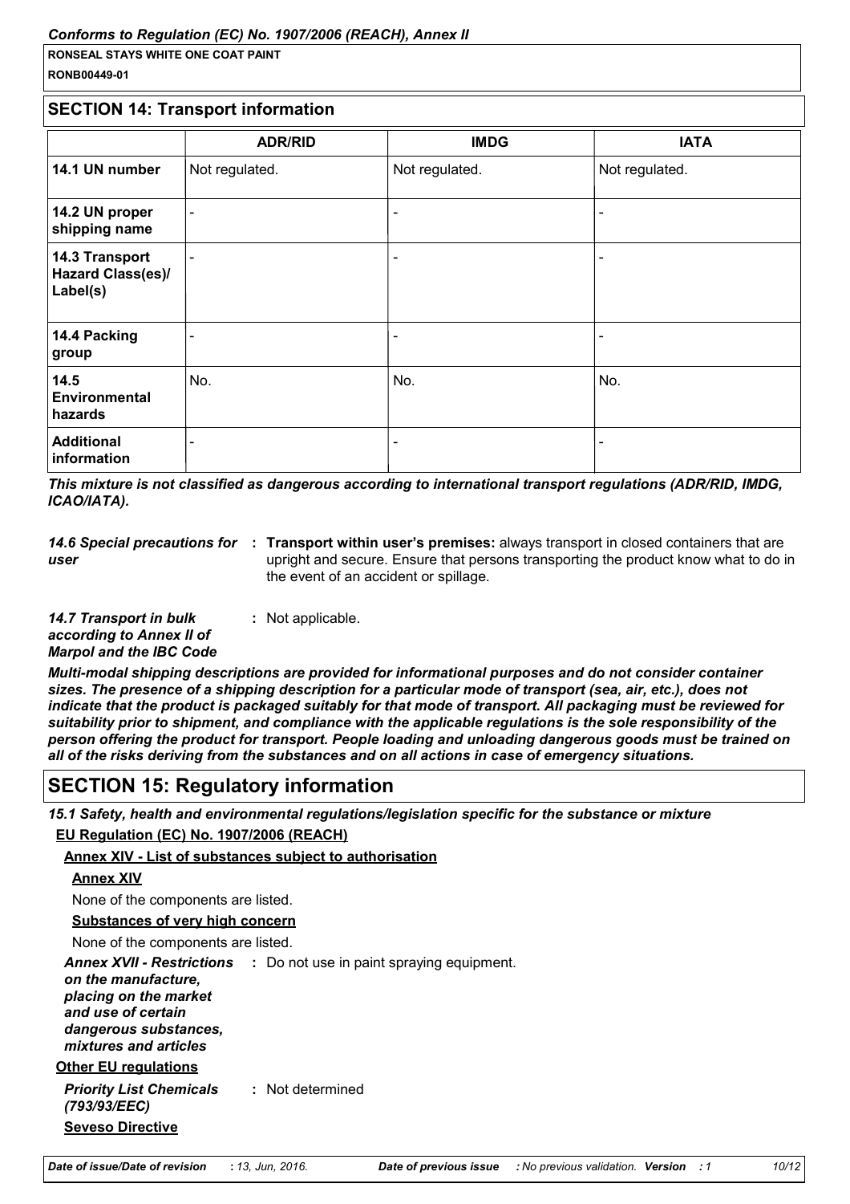## SECTION 14: Transport information

| | ADR/RID | IMDG | IATA |
|---|---|---|---|
| **14.1 UN number** | Not regulated. | Not regulated. | Not regulated. |
| **14.2 UN proper shipping name** | - | - | - |
| **14.3 Transport Hazard Class(es)/ Label(s)** | - | - | - |
| **14.4 Packing group** | - | - | - |
| **14.5 Environmental hazards** | No. | No. | No. |
| **Additional information** | - | - | - |

***This mixture is not classified as dangerous according to international transport regulations (ADR/RID, IMDG, ICAO/IATA).***

*14.6 Special precautions for user* : **Transport within user's premises:** always transport in closed containers that are upright and secure. Ensure that persons transporting the product know what to do in the event of an accident or spillage.

*14.7 Transport in bulk according to Annex II of Marpol and the IBC Code* : Not applicable.

***Multi-modal shipping descriptions are provided for informational purposes and do not consider container sizes. The presence of a shipping description for a particular mode of transport (sea, air, etc.), does not indicate that the product is packaged suitably for that mode of transport. All packaging must be reviewed for suitability prior to shipment, and compliance with the applicable regulations is the sole responsibility of the person offering the product for transport. People loading and unloading dangerous goods must be trained on all of the risks deriving from the substances and on all actions in case of emergency situations.***

## SECTION 15: Regulatory information

***15.1 Safety, health and environmental regulations/legislation specific for the substance or mixture***

**EU Regulation (EC) No. 1907/2006 (REACH)**

**Annex XIV - List of substances subject to authorisation**

**Annex XIV**

None of the components are listed.

**Substances of very high concern**

None of the components are listed.

***Annex XVII - Restrictions** on the manufacture, placing on the market and use of certain dangerous substances, mixtures and articles* : Do not use in paint spraying equipment.

**Other EU regulations**

***Priority List Chemicals (793/93/EEC)*** : Not determined

**Seveso Directive**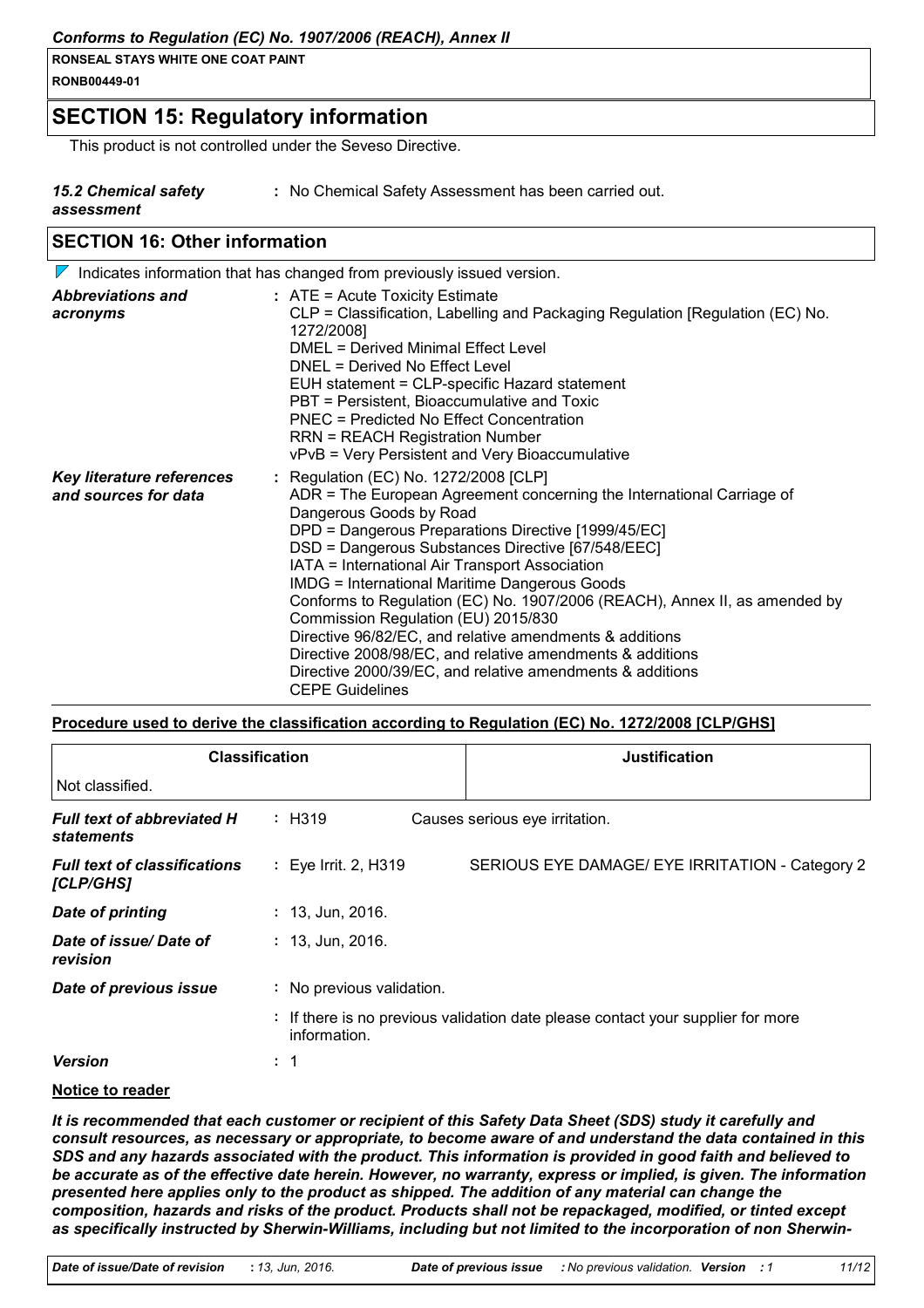## SECTION 15: Regulatory information

This product is not controlled under the Seveso Directive.

**15.2 Chemical safety assessment** : No Chemical Safety Assessment has been carried out.

## SECTION 16: Other information

Indicates information that has changed from previously issued version.

**Abbreviations and acronyms** :
ATE = Acute Toxicity Estimate
CLP = Classification, Labelling and Packaging Regulation [Regulation (EC) No. 1272/2008]
DMEL = Derived Minimal Effect Level
DNEL = Derived No Effect Level
EUH statement = CLP-specific Hazard statement
PBT = Persistent, Bioaccumulative and Toxic
PNEC = Predicted No Effect Concentration
RRN = REACH Registration Number
vPvB = Very Persistent and Very Bioaccumulative

**Key literature references and sources for data** :
Regulation (EC) No. 1272/2008 [CLP]
ADR = The European Agreement concerning the International Carriage of Dangerous Goods by Road
DPD = Dangerous Preparations Directive [1999/45/EC]
DSD = Dangerous Substances Directive [67/548/EEC]
IATA = International Air Transport Association
IMDG = International Maritime Dangerous Goods
Conforms to Regulation (EC) No. 1907/2006 (REACH), Annex II, as amended by Commission Regulation (EU) 2015/830
Directive 96/82/EC, and relative amendments & additions
Directive 2008/98/EC, and relative amendments & additions
Directive 2000/39/EC, and relative amendments & additions
CEPE Guidelines

**Procedure used to derive the classification according to Regulation (EC) No. 1272/2008 [CLP/GHS]**

| Classification | Justification |
| --- | --- |
| Not classified. | |

**Full text of abbreviated H statements** : H319 Causes serious eye irritation.

**Full text of classifications [CLP/GHS]** : Eye Irrit. 2, H319 SERIOUS EYE DAMAGE/ EYE IRRITATION - Category 2

**Date of printing** : 13, Jun, 2016.

**Date of issue/ Date of revision** : 13, Jun, 2016.

**Date of previous issue** : No previous validation.

: If there is no previous validation date please contact your supplier for more information.

**Version** : 1

**Notice to reader**

***It is recommended that each customer or recipient of this Safety Data Sheet (SDS) study it carefully and consult resources, as necessary or appropriate, to become aware of and understand the data contained in this SDS and any hazards associated with the product. This information is provided in good faith and believed to be accurate as of the effective date herein. However, no warranty, express or implied, is given. The information presented here applies only to the product as shipped. The addition of any material can change the composition, hazards and risks of the product. Products shall not be repackaged, modified, or tinted except as specifically instructed by Sherwin-Williams, including but not limited to the incorporation of non Sherwin-***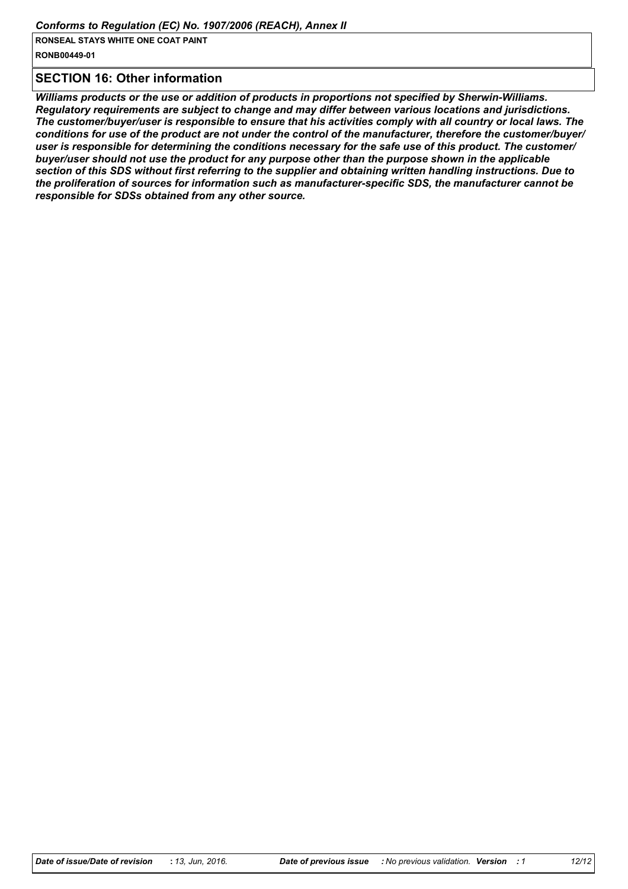## SECTION 16: Other information

***Williams products or the use or addition of products in proportions not specified by Sherwin-Williams. Regulatory requirements are subject to change and may differ between various locations and jurisdictions. The customer/buyer/user is responsible to ensure that his activities comply with all country or local laws. The conditions for use of the product are not under the control of the manufacturer, therefore the customer/buyer/ user is responsible for determining the conditions necessary for the safe use of this product. The customer/ buyer/user should not use the product for any purpose other than the purpose shown in the applicable section of this SDS without first referring to the supplier and obtaining written handling instructions. Due to the proliferation of sources for information such as manufacturer-specific SDS, the manufacturer cannot be responsible for SDSs obtained from any other source.***